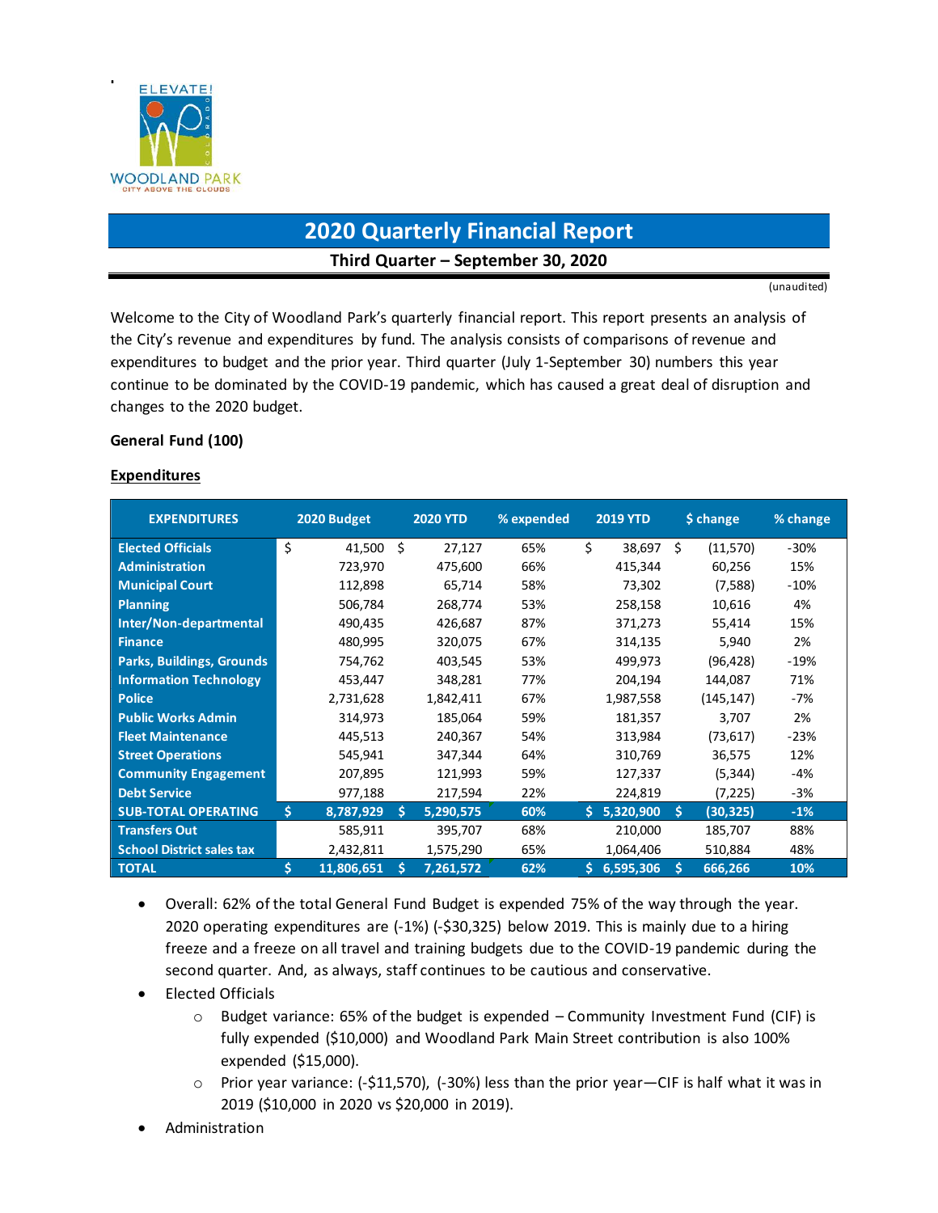# 2020 Quarterly Financial Report

**Third Quarter – September 30, 2020**

(unaudited)

Welcome to the City of Woodland Park's quarterly financial report. This report presents an analysis of the City's revenue and expenditures by fund. The analysis consists of comparisons of revenue and expenditures to budget and the prior year. Third quarter (July 1-September 30) numbers this year continue to be dominated by the COVID-19 pandemic, which has caused a great deal of disruption and changes to the 2020 budget.

**General Fund (100)**

**Expenditures**

| EXPENDITURES | 2020 Budget | 2020 YTD | % expended | 2019 YTD | $ change | % change |
|---|---|---|---|---|---|---|
| Elected Officials | $ 41,500 | $ 27,127 | 65% | $ 38,697 | $ (11,570) | -30% |
| Administration | 723,970 | 475,600 | 66% | 415,344 | 60,256 | 15% |
| Municipal Court | 112,898 | 65,714 | 58% | 73,302 | (7,588) | -10% |
| Planning | 506,784 | 268,774 | 53% | 258,158 | 10,616 | 4% |
| Inter/Non-departmental | 490,435 | 426,687 | 87% | 371,273 | 55,414 | 15% |
| Finance | 480,995 | 320,075 | 67% | 314,135 | 5,940 | 2% |
| Parks, Buildings, Grounds | 754,762 | 403,545 | 53% | 499,973 | (96,428) | -19% |
| Information Technology | 453,447 | 348,281 | 77% | 204,194 | 144,087 | 71% |
| Police | 2,731,628 | 1,842,411 | 67% | 1,987,558 | (145,147) | -7% |
| Public Works Admin | 314,973 | 185,064 | 59% | 181,357 | 3,707 | 2% |
| Fleet Maintenance | 445,513 | 240,367 | 54% | 313,984 | (73,617) | -23% |
| Street Operations | 545,941 | 347,344 | 64% | 310,769 | 36,575 | 12% |
| Community Engagement | 207,895 | 121,993 | 59% | 127,337 | (5,344) | -4% |
| Debt Service | 977,188 | 217,594 | 22% | 224,819 | (7,225) | -3% |
| **SUB-TOTAL OPERATING** | **$ 8,787,929** | **$ 5,290,575** | **60%** | **$ 5,320,900** | **$ (30,325)** | **-1%** |
| Transfers Out | 585,911 | 395,707 | 68% | 210,000 | 185,707 | 88% |
| School District sales tax | 2,432,811 | 1,575,290 | 65% | 1,064,406 | 510,884 | 48% |
| **TOTAL** | **$ 11,806,651** | **$ 7,261,572** | **62%** | **$ 6,595,306** | **$ 666,266** | **10%** |

- Overall: 62% of the total General Fund Budget is expended 75% of the way through the year. 2020 operating expenditures are (-1%) (-$30,325) below 2019. This is mainly due to a hiring freeze and a freeze on all travel and training budgets due to the COVID-19 pandemic during the second quarter. And, as always, staff continues to be cautious and conservative.
- Elected Officials
  - Budget variance: 65% of the budget is expended – Community Investment Fund (CIF) is fully expended ($10,000) and Woodland Park Main Street contribution is also 100% expended ($15,000).
  - Prior year variance: (-$11,570), (-30%) less than the prior year—CIF is half what it was in 2019 ($10,000 in 2020 vs $20,000 in 2019).
- Administration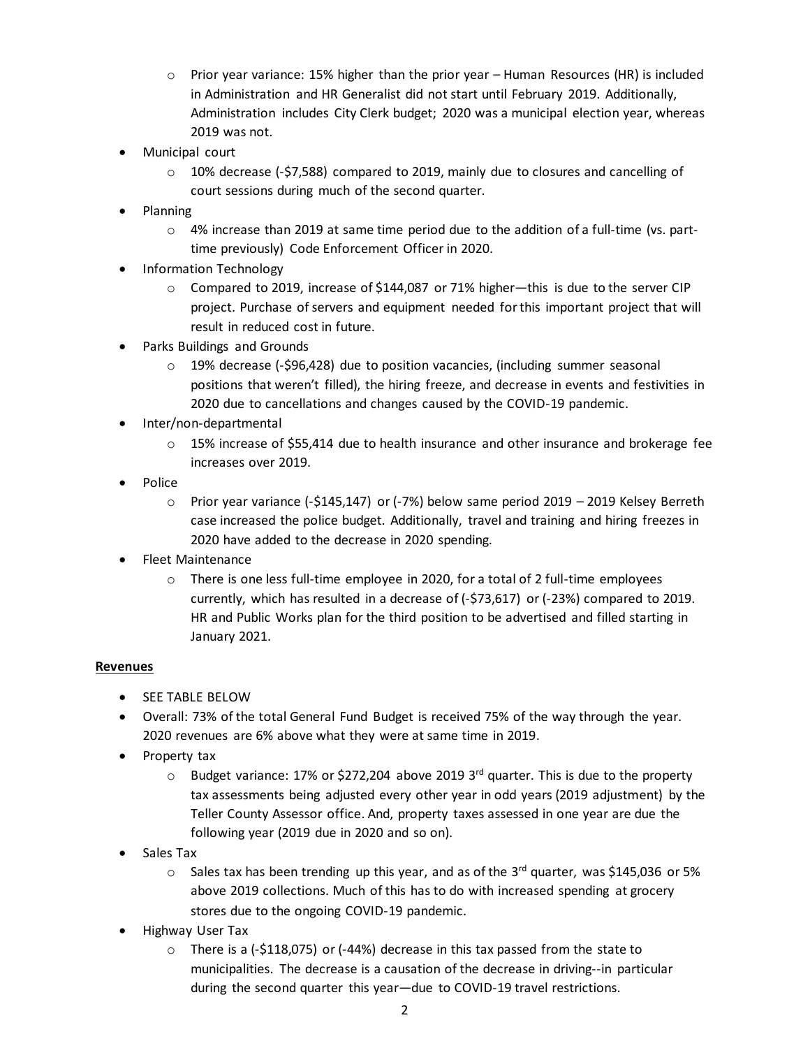- Prior year variance: 15% higher than the prior year – Human Resources (HR) is included in Administration and HR Generalist did not start until February 2019. Additionally, Administration includes City Clerk budget; 2020 was a municipal election year, whereas 2019 was not.

- Municipal court
  - 10% decrease (-$7,588) compared to 2019, mainly due to closures and cancelling of court sessions during much of the second quarter.
- Planning
  - 4% increase than 2019 at same time period due to the addition of a full-time (vs. part-time previously) Code Enforcement Officer in 2020.
- Information Technology
  - Compared to 2019, increase of $144,087 or 71% higher—this is due to the server CIP project. Purchase of servers and equipment needed for this important project that will result in reduced cost in future.
- Parks Buildings and Grounds
  - 19% decrease (-$96,428) due to position vacancies, (including summer seasonal positions that weren't filled), the hiring freeze, and decrease in events and festivities in 2020 due to cancellations and changes caused by the COVID-19 pandemic.
- Inter/non-departmental
  - 15% increase of $55,414 due to health insurance and other insurance and brokerage fee increases over 2019.
- Police
  - Prior year variance (-$145,147) or (-7%) below same period 2019 – 2019 Kelsey Berreth case increased the police budget. Additionally, travel and training and hiring freezes in 2020 have added to the decrease in 2020 spending.
- Fleet Maintenance
  - There is one less full-time employee in 2020, for a total of 2 full-time employees currently, which has resulted in a decrease of (-$73,617) or (-23%) compared to 2019. HR and Public Works plan for the third position to be advertised and filled starting in January 2021.

**Revenues**

- SEE TABLE BELOW
- Overall: 73% of the total General Fund Budget is received 75% of the way through the year. 2020 revenues are 6% above what they were at same time in 2019.
- Property tax
  - Budget variance: 17% or $272,204 above 2019 3rd quarter. This is due to the property tax assessments being adjusted every other year in odd years (2019 adjustment) by the Teller County Assessor office. And, property taxes assessed in one year are due the following year (2019 due in 2020 and so on).
- Sales Tax
  - Sales tax has been trending up this year, and as of the 3rd quarter, was $145,036 or 5% above 2019 collections. Much of this has to do with increased spending at grocery stores due to the ongoing COVID-19 pandemic.
- Highway User Tax
  - There is a (-$118,075) or (-44%) decrease in this tax passed from the state to municipalities. The decrease is a causation of the decrease in driving--in particular during the second quarter this year—due to COVID-19 travel restrictions.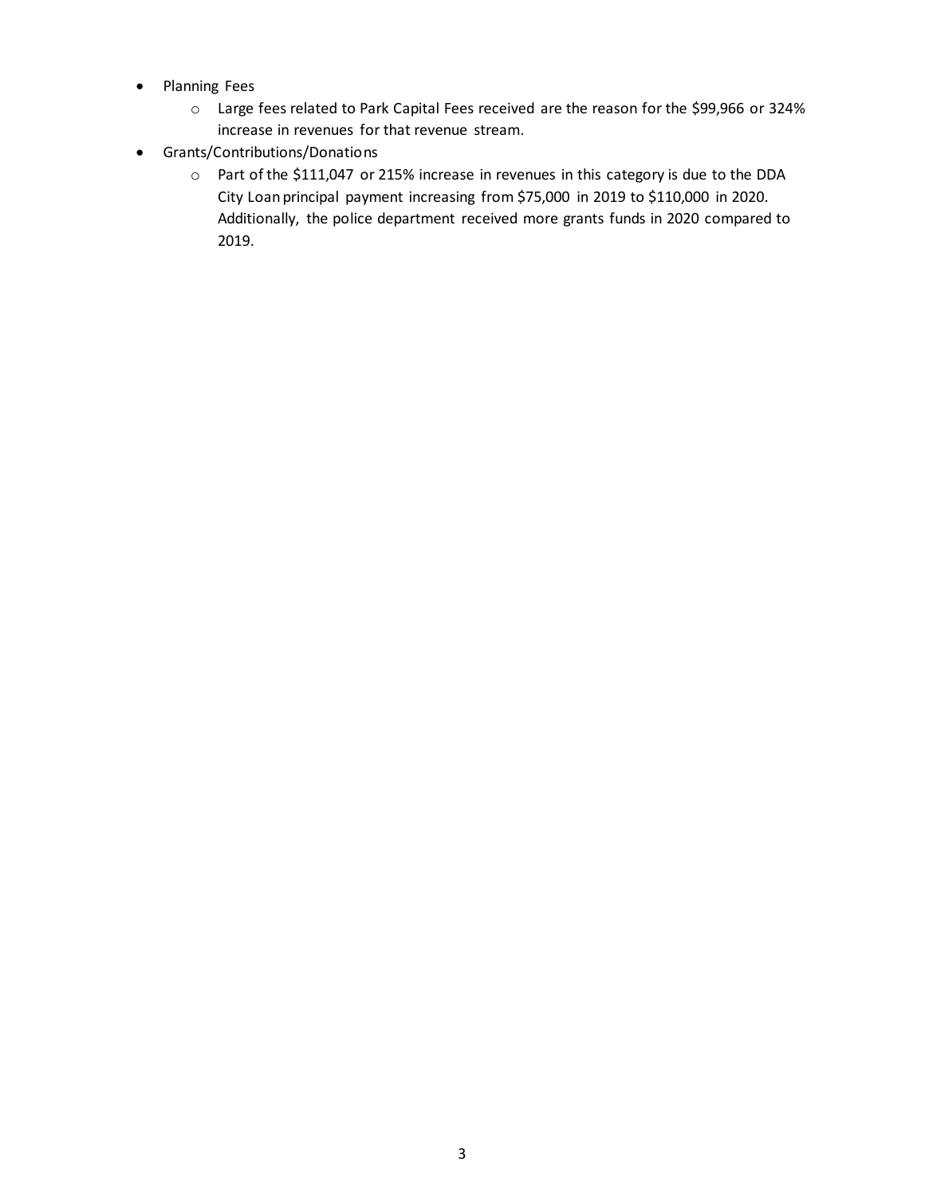- Planning Fees
  - Large fees related to Park Capital Fees received are the reason for the $99,966 or 324% increase in revenues for that revenue stream.
- Grants/Contributions/Donations
  - Part of the $111,047 or 215% increase in revenues in this category is due to the DDA City Loan principal payment increasing from $75,000 in 2019 to $110,000 in 2020. Additionally, the police department received more grants funds in 2020 compared to 2019.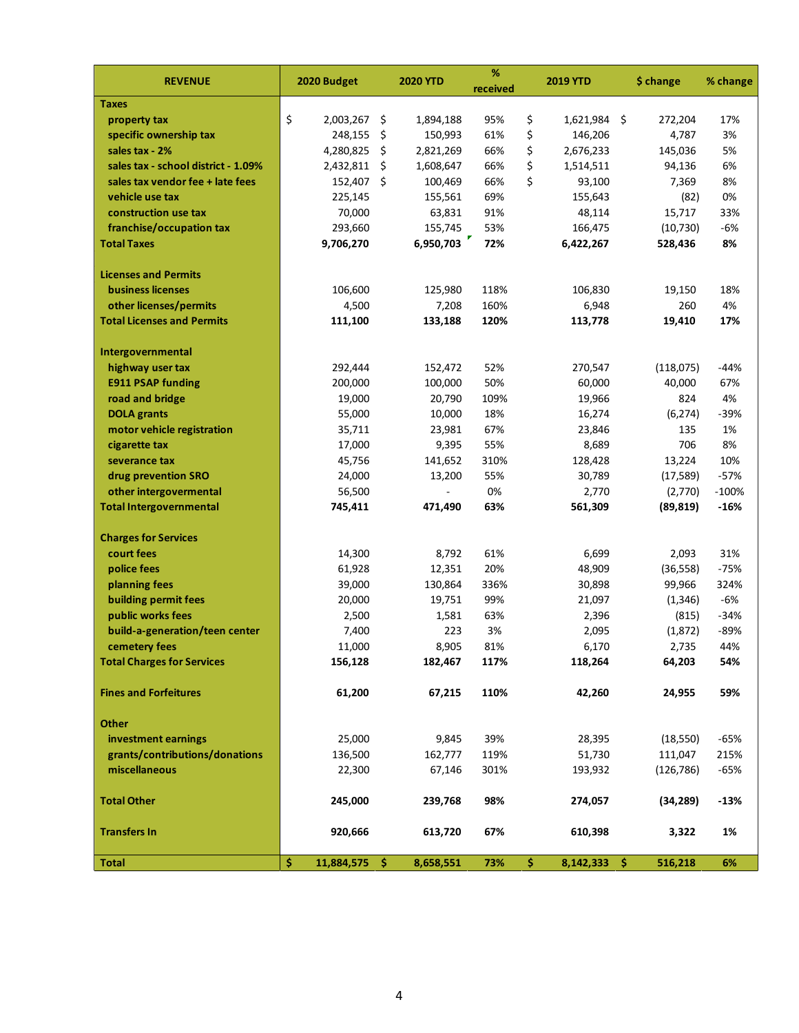| REVENUE | 2020 Budget | 2020 YTD | % received | 2019 YTD | $ change | % change |
|---|---|---|---|---|---|---|
| **Taxes** | | | | | | |
| property tax | $ 2,003,267 | $ 1,894,188 | 95% | $ 1,621,984 | $ 272,204 | 17% |
| specific ownership tax | 248,155 | $ 150,993 | 61% | $ 146,206 | 4,787 | 3% |
| sales tax - 2% | 4,280,825 | $ 2,821,269 | 66% | $ 2,676,233 | 145,036 | 5% |
| sales tax - school district - 1.09% | 2,432,811 | $ 1,608,647 | 66% | $ 1,514,511 | 94,136 | 6% |
| sales tax vendor fee + late fees | 152,407 | $ 100,469 | 66% | $ 93,100 | 7,369 | 8% |
| vehicle use tax | 225,145 | 155,561 | 69% | 155,643 | (82) | 0% |
| construction use tax | 70,000 | 63,831 | 91% | 48,114 | 15,717 | 33% |
| franchise/occupation tax | 293,660 | 155,745 | 53% | 166,475 | (10,730) | -6% |
| **Total Taxes** | **9,706,270** | **6,950,703** | **72%** | **6,422,267** | **528,436** | **8%** |
| | | | | | | |
| **Licenses and Permits** | | | | | | |
| business licenses | 106,600 | 125,980 | 118% | 106,830 | 19,150 | 18% |
| other licenses/permits | 4,500 | 7,208 | 160% | 6,948 | 260 | 4% |
| **Total Licenses and Permits** | **111,100** | **133,188** | **120%** | **113,778** | **19,410** | **17%** |
| | | | | | | |
| **Intergovernmental** | | | | | | |
| highway user tax | 292,444 | 152,472 | 52% | 270,547 | (118,075) | -44% |
| E911 PSAP funding | 200,000 | 100,000 | 50% | 60,000 | 40,000 | 67% |
| road and bridge | 19,000 | 20,790 | 109% | 19,966 | 824 | 4% |
| DOLA grants | 55,000 | 10,000 | 18% | 16,274 | (6,274) | -39% |
| motor vehicle registration | 35,711 | 23,981 | 67% | 23,846 | 135 | 1% |
| cigarette tax | 17,000 | 9,395 | 55% | 8,689 | 706 | 8% |
| severance tax | 45,756 | 141,652 | 310% | 128,428 | 13,224 | 10% |
| drug prevention SRO | 24,000 | 13,200 | 55% | 30,789 | (17,589) | -57% |
| other intergovermental | 56,500 | - | 0% | 2,770 | (2,770) | -100% |
| **Total Intergovernmental** | **745,411** | **471,490** | **63%** | **561,309** | **(89,819)** | **-16%** |
| | | | | | | |
| **Charges for Services** | | | | | | |
| court fees | 14,300 | 8,792 | 61% | 6,699 | 2,093 | 31% |
| police fees | 61,928 | 12,351 | 20% | 48,909 | (36,558) | -75% |
| planning fees | 39,000 | 130,864 | 336% | 30,898 | 99,966 | 324% |
| building permit fees | 20,000 | 19,751 | 99% | 21,097 | (1,346) | -6% |
| public works fees | 2,500 | 1,581 | 63% | 2,396 | (815) | -34% |
| build-a-generation/teen center | 7,400 | 223 | 3% | 2,095 | (1,872) | -89% |
| cemetery fees | 11,000 | 8,905 | 81% | 6,170 | 2,735 | 44% |
| **Total Charges for Services** | **156,128** | **182,467** | **117%** | **118,264** | **64,203** | **54%** |
| | | | | | | |
| **Fines and Forfeitures** | **61,200** | **67,215** | **110%** | **42,260** | **24,955** | **59%** |
| | | | | | | |
| **Other** | | | | | | |
| investment earnings | 25,000 | 9,845 | 39% | 28,395 | (18,550) | -65% |
| grants/contributions/donations | 136,500 | 162,777 | 119% | 51,730 | 111,047 | 215% |
| miscellaneous | 22,300 | 67,146 | 301% | 193,932 | (126,786) | -65% |
| | | | | | | |
| **Total Other** | **245,000** | **239,768** | **98%** | **274,057** | **(34,289)** | **-13%** |
| | | | | | | |
| **Transfers In** | **920,666** | **613,720** | **67%** | **610,398** | **3,322** | **1%** |
| | | | | | | |
| **Total** | **$ 11,884,575** | **$ 8,658,551** | **73%** | **$ 8,142,333** | **$ 516,218** | **6%** |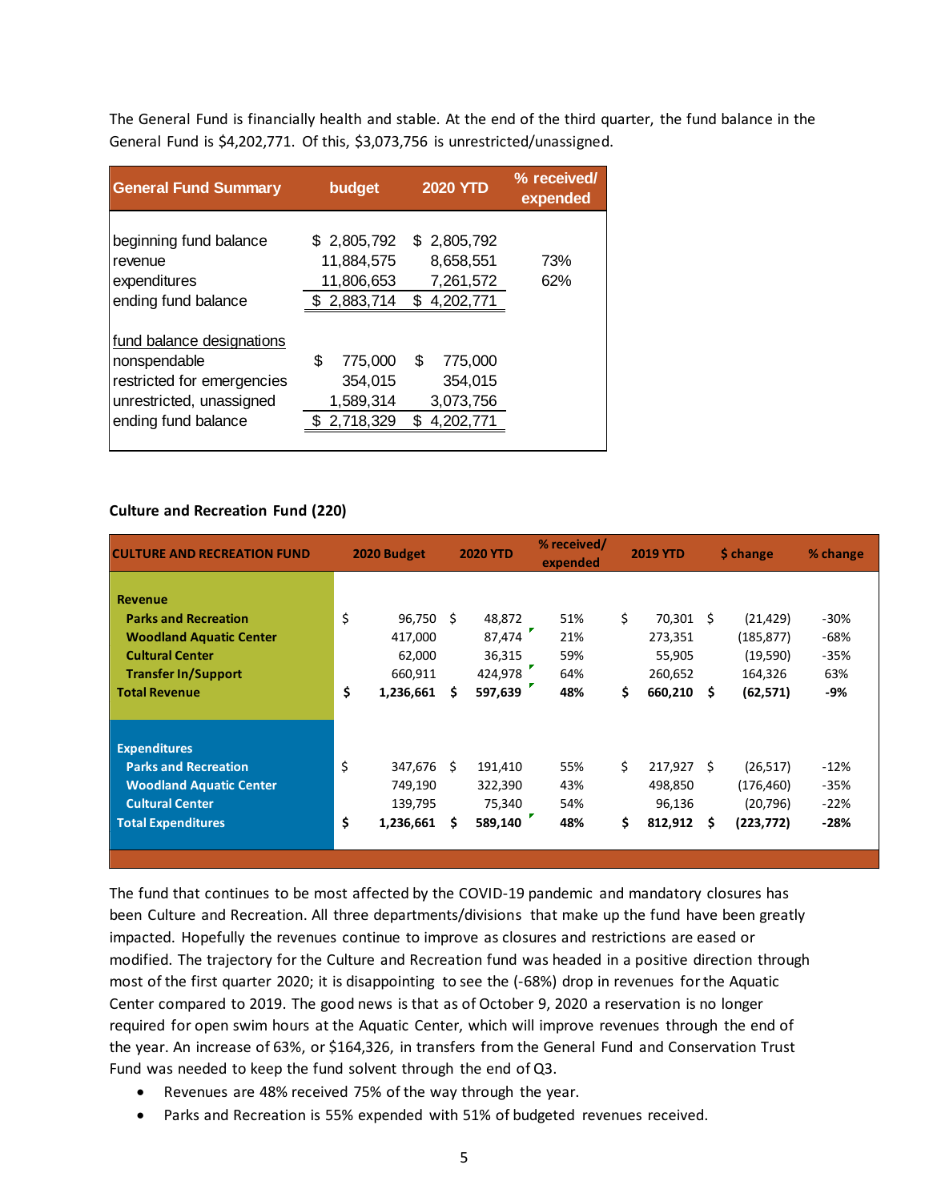The General Fund is financially health and stable. At the end of the third quarter, the fund balance in the General Fund is $4,202,771. Of this, $3,073,756 is unrestricted/unassigned.

| General Fund Summary | budget | 2020 YTD | % received/ expended |
|---|---|---|---|
| beginning fund balance | $ 2,805,792 | $ 2,805,792 | |
| revenue | 11,884,575 | 8,658,551 | 73% |
| expenditures | 11,806,653 | 7,261,572 | 62% |
| ending fund balance | $ 2,883,714 | $ 4,202,771 | |
| fund balance designations | | | |
| nonspendable | $ 775,000 | $ 775,000 | |
| restricted for emergencies | 354,015 | 354,015 | |
| unrestricted, unassigned | 1,589,314 | 3,073,756 | |
| ending fund balance | $ 2,718,329 | $ 4,202,771 | |

**Culture and Recreation Fund (220)**

| CULTURE AND RECREATION FUND | 2020 Budget | 2020 YTD | % received/ expended | 2019 YTD | $ change | % change |
|---|---|---|---|---|---|---|
| **Revenue** | | | | | | |
| **Parks and Recreation** | $ 96,750 | $ 48,872 | 51% | $ 70,301 | $ (21,429) | -30% |
| **Woodland Aquatic Center** | 417,000 | 87,474 | 21% | 273,351 | (185,877) | -68% |
| **Cultural Center** | 62,000 | 36,315 | 59% | 55,905 | (19,590) | -35% |
| **Transfer In/Support** | 660,911 | 424,978 | 64% | 260,652 | 164,326 | 63% |
| **Total Revenue** | **$ 1,236,661** | **$ 597,639** | **48%** | **$ 660,210** | **$ (62,571)** | **-9%** |
| **Expenditures** | | | | | | |
| **Parks and Recreation** | $ 347,676 | $ 191,410 | 55% | $ 217,927 | $ (26,517) | -12% |
| **Woodland Aquatic Center** | 749,190 | 322,390 | 43% | 498,850 | (176,460) | -35% |
| **Cultural Center** | 139,795 | 75,340 | 54% | 96,136 | (20,796) | -22% |
| **Total Expenditures** | **$ 1,236,661** | **$ 589,140** | **48%** | **$ 812,912** | **$ (223,772)** | **-28%** |

The fund that continues to be most affected by the COVID-19 pandemic and mandatory closures has been Culture and Recreation. All three departments/divisions that make up the fund have been greatly impacted. Hopefully the revenues continue to improve as closures and restrictions are eased or modified. The trajectory for the Culture and Recreation fund was headed in a positive direction through most of the first quarter 2020; it is disappointing to see the (-68%) drop in revenues for the Aquatic Center compared to 2019. The good news is that as of October 9, 2020 a reservation is no longer required for open swim hours at the Aquatic Center, which will improve revenues through the end of the year. An increase of 63%, or $164,326, in transfers from the General Fund and Conservation Trust Fund was needed to keep the fund solvent through the end of Q3.

- Revenues are 48% received 75% of the way through the year.
- Parks and Recreation is 55% expended with 51% of budgeted revenues received.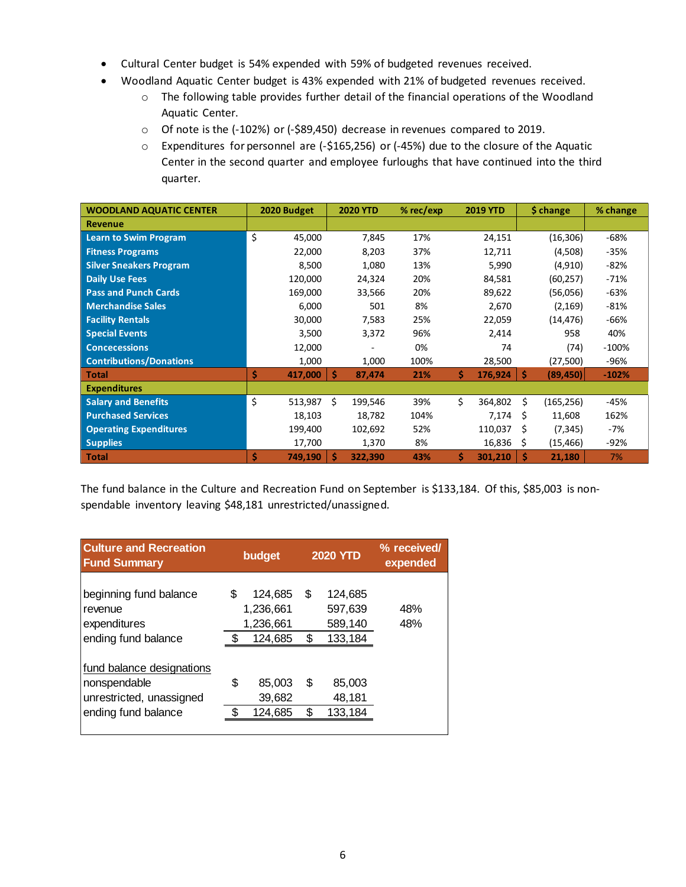- Cultural Center budget is 54% expended with 59% of budgeted revenues received.
- Woodland Aquatic Center budget is 43% expended with 21% of budgeted revenues received.
  - The following table provides further detail of the financial operations of the Woodland Aquatic Center.
  - Of note is the (-102%) or (-$89,450) decrease in revenues compared to 2019.
  - Expenditures for personnel are (-$165,256) or (-45%) due to the closure of the Aquatic Center in the second quarter and employee furloughs that have continued into the third quarter.

| WOODLAND AQUATIC CENTER | 2020 Budget | 2020 YTD | % rec/exp | 2019 YTD | $ change | % change |
|---|---|---|---|---|---|---|
| **Revenue** | | | | | | |
| Learn to Swim Program | $ 45,000 | 7,845 | 17% | 24,151 | (16,306) | -68% |
| Fitness Programs | 22,000 | 8,203 | 37% | 12,711 | (4,508) | -35% |
| Silver Sneakers Program | 8,500 | 1,080 | 13% | 5,990 | (4,910) | -82% |
| Daily Use Fees | 120,000 | 24,324 | 20% | 84,581 | (60,257) | -71% |
| Pass and Punch Cards | 169,000 | 33,566 | 20% | 89,622 | (56,056) | -63% |
| Merchandise Sales | 6,000 | 501 | 8% | 2,670 | (2,169) | -81% |
| Facility Rentals | 30,000 | 7,583 | 25% | 22,059 | (14,476) | -66% |
| Special Events | 3,500 | 3,372 | 96% | 2,414 | 958 | 40% |
| Concecessions | 12,000 | - | 0% | 74 | (74) | -100% |
| Contributions/Donations | 1,000 | 1,000 | 100% | 28,500 | (27,500) | -96% |
| **Total** | **$ 417,000** | **$ 87,474** | **21%** | **$ 176,924** | **$ (89,450)** | **-102%** |
| **Expenditures** | | | | | | |
| Salary and Benefits | $ 513,987 | $ 199,546 | 39% | $ 364,802 | $ (165,256) | -45% |
| Purchased Services | 18,103 | 18,782 | 104% | 7,174 | $ 11,608 | 162% |
| Operating Expenditures | 199,400 | 102,692 | 52% | 110,037 | $ (7,345) | -7% |
| Supplies | 17,700 | 1,370 | 8% | 16,836 | $ (15,466) | -92% |
| **Total** | **$ 749,190** | **$ 322,390** | **43%** | **$ 301,210** | **$ 21,180** | **7%** |

The fund balance in the Culture and Recreation Fund on September is $133,184. Of this, $85,003 is non-spendable inventory leaving $48,181 unrestricted/unassigned.

| Culture and Recreation Fund Summary | budget | 2020 YTD | % received/ expended |
|---|---|---|---|
| beginning fund balance | $ 124,685 | $ 124,685 | |
| revenue | 1,236,661 | 597,639 | 48% |
| expenditures | 1,236,661 | 589,140 | 48% |
| ending fund balance | $ 124,685 | $ 133,184 | |
| | | | |
| fund balance designations | | | |
| nonspendable | $ 85,003 | $ 85,003 | |
| unrestricted, unassigned | 39,682 | 48,181 | |
| ending fund balance | $ 124,685 | $ 133,184 | |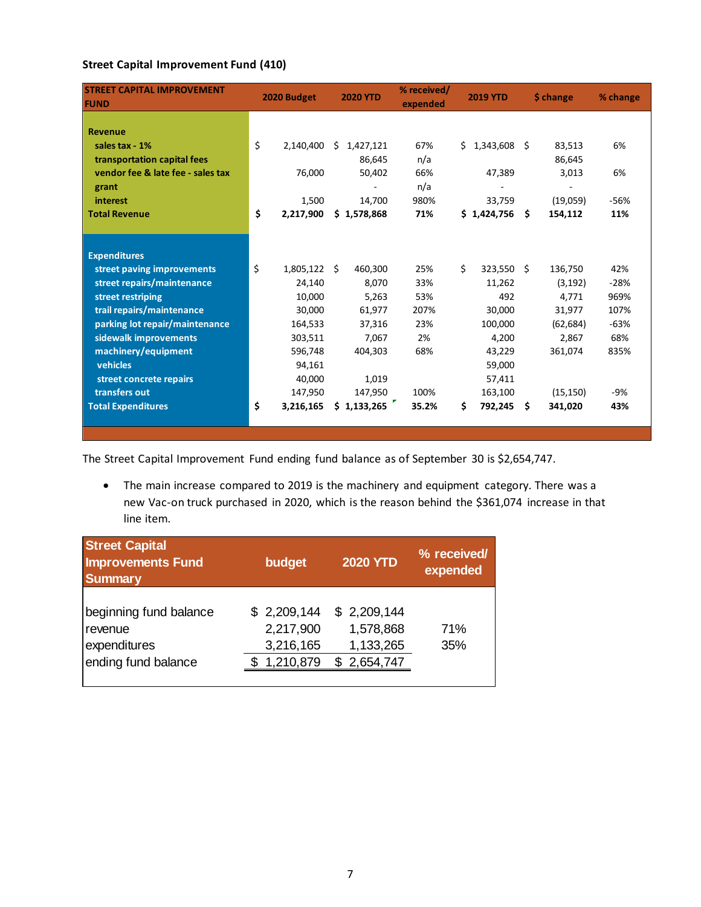**Street Capital Improvement Fund (410)**

| STREET CAPITAL IMPROVEMENT FUND | 2020 Budget | 2020 YTD | % received/ expended | 2019 YTD | $ change | % change |
|---|---|---|---|---|---|---|
| **Revenue** | | | | | | |
| sales tax - 1% | $ 2,140,400 | $ 1,427,121 | 67% | $ 1,343,608 | $ 83,513 | 6% |
| transportation capital fees | | 86,645 | n/a | | 86,645 | |
| vendor fee & late fee - sales tax | 76,000 | 50,402 | 66% | 47,389 | 3,013 | 6% |
| grant | | - | n/a | - | - | |
| interest | 1,500 | 14,700 | 980% | 33,759 | (19,059) | -56% |
| **Total Revenue** | **$ 2,217,900** | **$ 1,578,868** | **71%** | **$ 1,424,756** | **$ 154,112** | **11%** |
| **Expenditures** | | | | | | |
| street paving improvements | $ 1,805,122 | $ 460,300 | 25% | $ 323,550 | $ 136,750 | 42% |
| street repairs/maintenance | 24,140 | 8,070 | 33% | 11,262 | (3,192) | -28% |
| street restriping | 10,000 | 5,263 | 53% | 492 | 4,771 | 969% |
| trail repairs/maintenance | 30,000 | 61,977 | 207% | 30,000 | 31,977 | 107% |
| parking lot repair/maintenance | 164,533 | 37,316 | 23% | 100,000 | (62,684) | -63% |
| sidewalk improvements | 303,511 | 7,067 | 2% | 4,200 | 2,867 | 68% |
| machinery/equipment | 596,748 | 404,303 | 68% | 43,229 | 361,074 | 835% |
| vehicles | 94,161 | | | 59,000 | | |
| street concrete repairs | 40,000 | 1,019 | | 57,411 | | |
| transfers out | 147,950 | 147,950 | 100% | 163,100 | (15,150) | -9% |
| **Total Expenditures** | **$ 3,216,165** | **$ 1,133,265** | **35.2%** | **$ 792,245** | **$ 341,020** | **43%** |

The Street Capital Improvement Fund ending fund balance as of September 30 is $2,654,747.

- The main increase compared to 2019 is the machinery and equipment category. There was a new Vac-on truck purchased in 2020, which is the reason behind the $361,074 increase in that line item.

| Street Capital Improvements Fund Summary | budget | 2020 YTD | % received/ expended |
|---|---|---|---|
| beginning fund balance | $ 2,209,144 | $ 2,209,144 | |
| revenue | 2,217,900 | 1,578,868 | 71% |
| expenditures | 3,216,165 | 1,133,265 | 35% |
| ending fund balance | $ 1,210,879 | $ 2,654,747 | |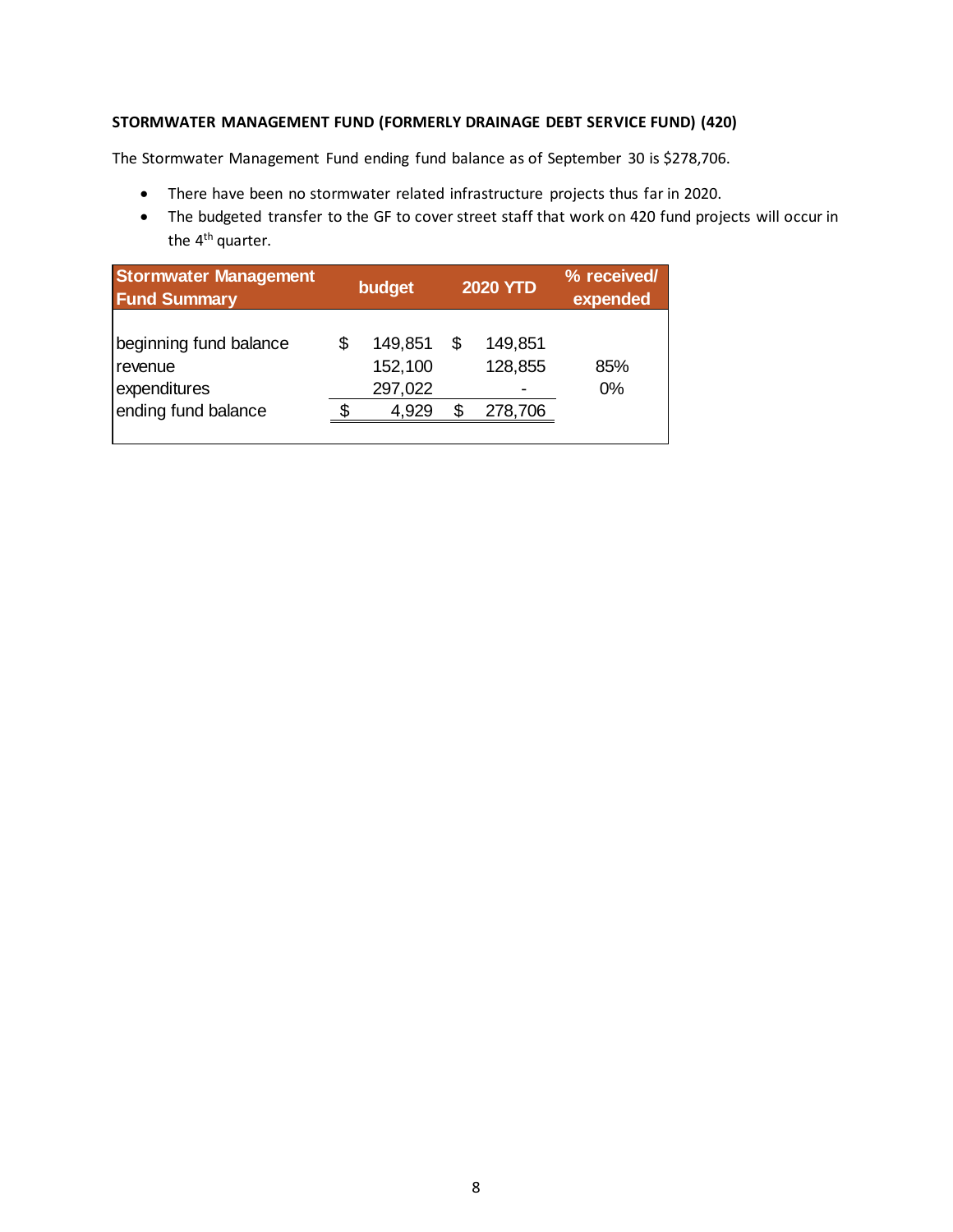**STORMWATER MANAGEMENT FUND (FORMERLY DRAINAGE DEBT SERVICE FUND) (420)**

The Stormwater Management Fund ending fund balance as of September 30 is $278,706.

- There have been no stormwater related infrastructure projects thus far in 2020.
- The budgeted transfer to the GF to cover street staff that work on 420 fund projects will occur in the 4th quarter.

| Stormwater Management Fund Summary | budget | 2020 YTD | % received/ expended |
|---|---|---|---|
| beginning fund balance | $ 149,851 | $ 149,851 | |
| revenue | 152,100 | 128,855 | 85% |
| expenditures | 297,022 | - | 0% |
| ending fund balance | $ 4,929 | $ 278,706 | |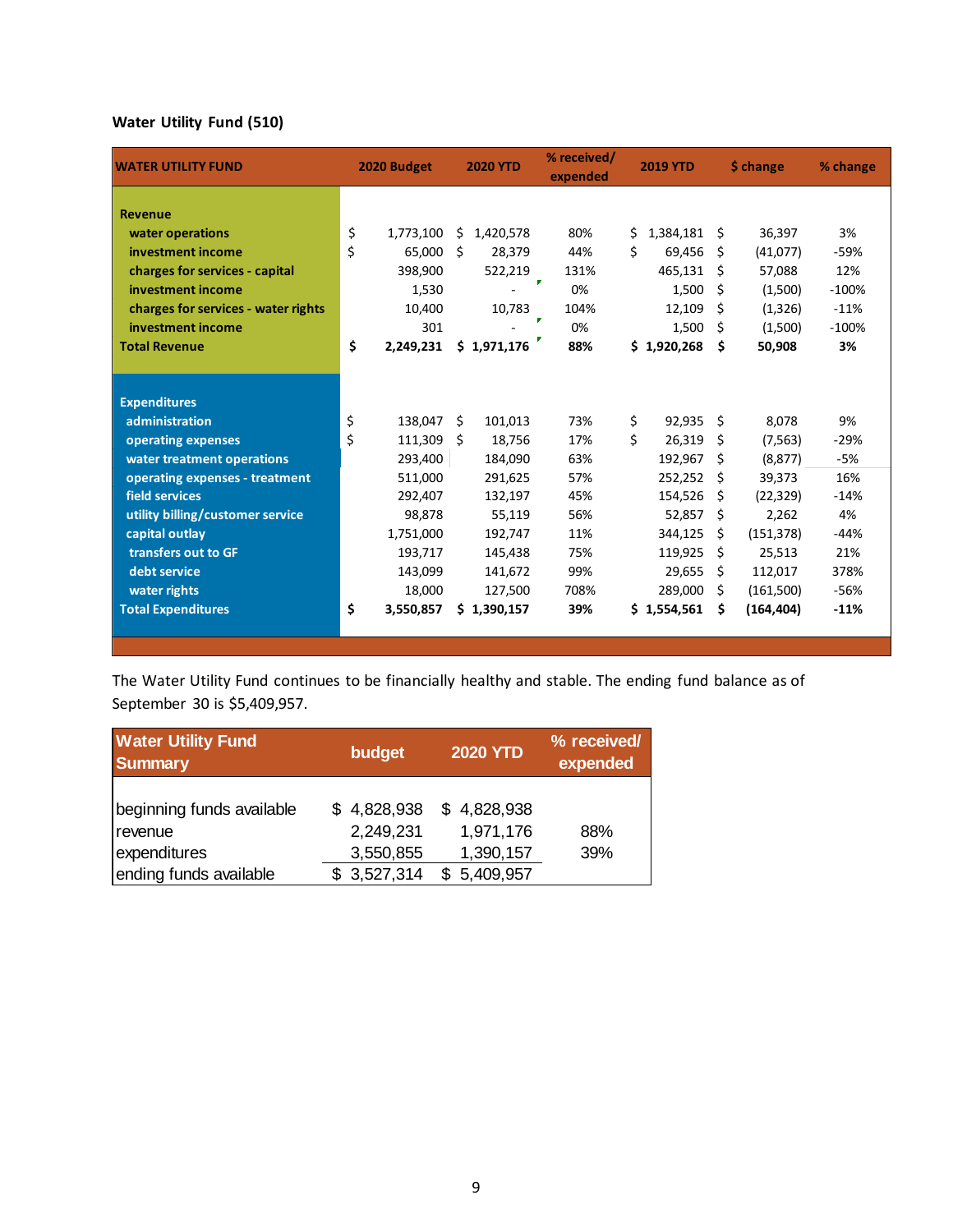### Water Utility Fund (510)

| WATER UTILITY FUND | 2020 Budget | 2020 YTD | % received/ expended | 2019 YTD | $ change | % change |
|---|---|---|---|---|---|---|
| **Revenue** | | | | | | |
| water operations | $ 1,773,100 | $ 1,420,578 | 80% | $ 1,384,181 | $ 36,397 | 3% |
| investment income | $ 65,000 | $ 28,379 | 44% | $ 69,456 | $ (41,077) | -59% |
| charges for services - capital | 398,900 | 522,219 | 131% | 465,131 | $ 57,088 | 12% |
| investment income | 1,530 | - | 0% | 1,500 | $ (1,500) | -100% |
| charges for services - water rights | 10,400 | 10,783 | 104% | 12,109 | $ (1,326) | -11% |
| investment income | 301 | - | 0% | 1,500 | $ (1,500) | -100% |
| **Total Revenue** | **$ 2,249,231** | **$ 1,971,176** | **88%** | **$ 1,920,268** | **$ 50,908** | **3%** |
| **Expenditures** | | | | | | |
| administration | $ 138,047 | $ 101,013 | 73% | $ 92,935 | $ 8,078 | 9% |
| operating expenses | $ 111,309 | $ 18,756 | 17% | $ 26,319 | $ (7,563) | -29% |
| water treatment operations | 293,400 | 184,090 | 63% | 192,967 | $ (8,877) | -5% |
| operating expenses - treatment | 511,000 | 291,625 | 57% | 252,252 | $ 39,373 | 16% |
| field services | 292,407 | 132,197 | 45% | 154,526 | $ (22,329) | -14% |
| utility billing/customer service | 98,878 | 55,119 | 56% | 52,857 | $ 2,262 | 4% |
| capital outlay | 1,751,000 | 192,747 | 11% | 344,125 | $ (151,378) | -44% |
| transfers out to GF | 193,717 | 145,438 | 75% | 119,925 | $ 25,513 | 21% |
| debt service | 143,099 | 141,672 | 99% | 29,655 | $ 112,017 | 378% |
| water rights | 18,000 | 127,500 | 708% | 289,000 | $ (161,500) | -56% |
| **Total Expenditures** | **$ 3,550,857** | **$ 1,390,157** | **39%** | **$ 1,554,561** | **$ (164,404)** | **-11%** |

The Water Utility Fund continues to be financially healthy and stable. The ending fund balance as of September 30 is $5,409,957.

| Water Utility Fund Summary | budget | 2020 YTD | % received/ expended |
|---|---|---|---|
| beginning funds available | $ 4,828,938 | $ 4,828,938 | |
| revenue | 2,249,231 | 1,971,176 | 88% |
| expenditures | 3,550,855 | 1,390,157 | 39% |
| ending funds available | $ 3,527,314 | $ 5,409,957 | |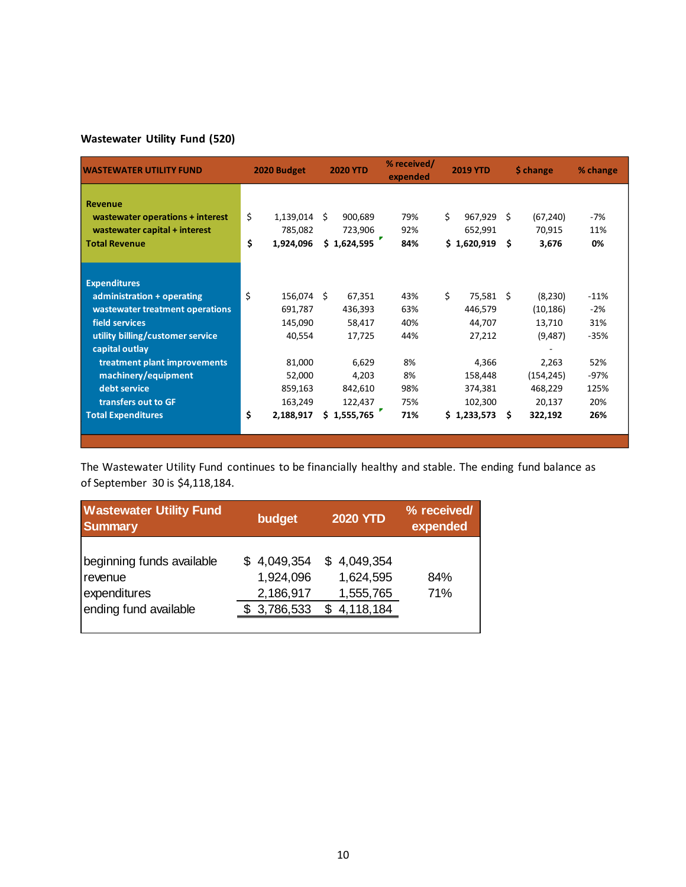## Wastewater Utility Fund (520)

| WASTEWATER UTILITY FUND | 2020 Budget | 2020 YTD | % received/ expended | 2019 YTD | $ change | % change |
|---|---|---|---|---|---|---|
| **Revenue** | | | | | | |
| wastewater operations + interest | $ 1,139,014 | $ 900,689 | 79% | $ 967,929 | $ (67,240) | -7% |
| wastewater capital + interest | 785,082 | 723,906 | 92% | 652,991 | 70,915 | 11% |
| **Total Revenue** | **$ 1,924,096** | **$ 1,624,595** | **84%** | **$ 1,620,919** | **$ 3,676** | **0%** |
| **Expenditures** | | | | | | |
| administration + operating | $ 156,074 | $ 67,351 | 43% | $ 75,581 | $ (8,230) | -11% |
| wastewater treatment operations | 691,787 | 436,393 | 63% | 446,579 | (10,186) | -2% |
| field services | 145,090 | 58,417 | 40% | 44,707 | 13,710 | 31% |
| utility billing/customer service | 40,554 | 17,725 | 44% | 27,212 | (9,487) | -35% |
| capital outlay | | | | | - | |
| treatment plant improvements | 81,000 | 6,629 | 8% | 4,366 | 2,263 | 52% |
| machinery/equipment | 52,000 | 4,203 | 8% | 158,448 | (154,245) | -97% |
| debt service | 859,163 | 842,610 | 98% | 374,381 | 468,229 | 125% |
| transfers out to GF | 163,249 | 122,437 | 75% | 102,300 | 20,137 | 20% |
| **Total Expenditures** | **$ 2,188,917** | **$ 1,555,765** | **71%** | **$ 1,233,573** | **$ 322,192** | **26%** |

The Wastewater Utility Fund continues to be financially healthy and stable. The ending fund balance as of September 30 is $4,118,184.

| Wastewater Utility Fund Summary | budget | 2020 YTD | % received/ expended |
|---|---|---|---|
| beginning funds available | $ 4,049,354 | $ 4,049,354 | |
| revenue | 1,924,096 | 1,624,595 | 84% |
| expenditures | 2,186,917 | 1,555,765 | 71% |
| ending fund available | $ 3,786,533 | $ 4,118,184 | |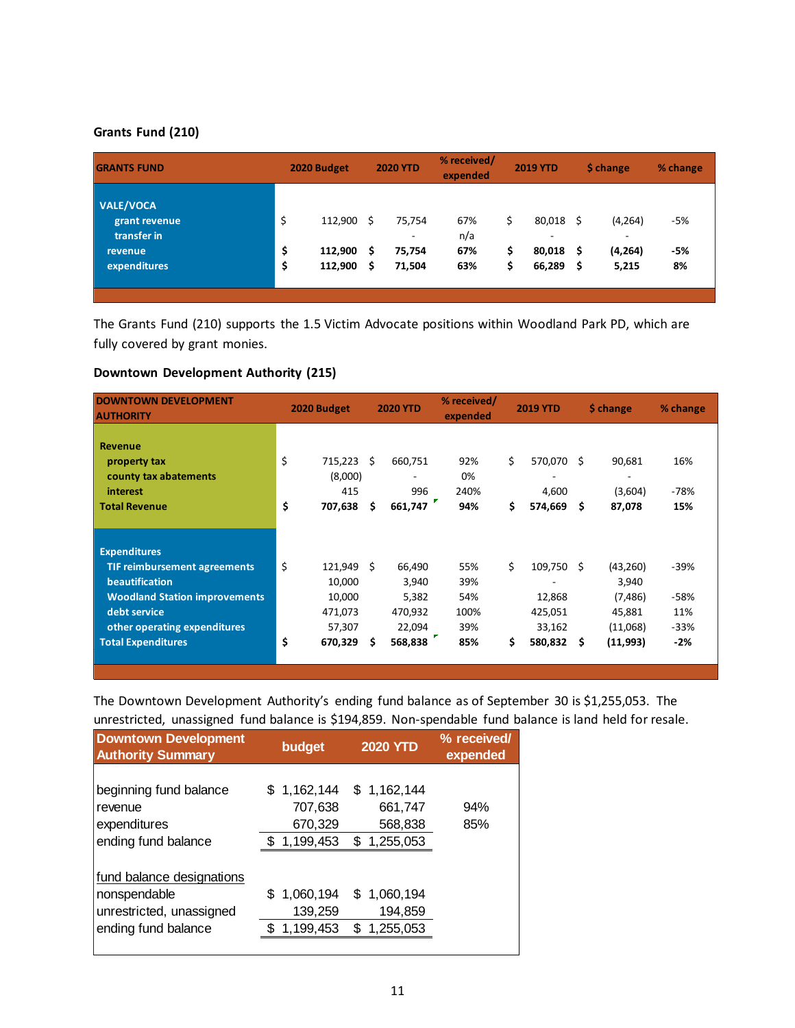**Grants Fund (210)**

| GRANTS FUND | 2020 Budget | 2020 YTD | % received/ expended | 2019 YTD | $ change | % change |
|---|---|---|---|---|---|---|
| VALE/VOCA | | | | | | |
| grant revenue | $ 112,900 | $ 75,754 | 67% | $ 80,018 | $ (4,264) | -5% |
| transfer in | | - | n/a | - | - | |
| **revenue** | **$ 112,900** | **$ 75,754** | **67%** | **$ 80,018** | **$ (4,264)** | **-5%** |
| **expenditures** | **$ 112,900** | **$ 71,504** | **63%** | **$ 66,289** | **$ 5,215** | **8%** |

The Grants Fund (210) supports the 1.5 Victim Advocate positions within Woodland Park PD, which are fully covered by grant monies.

**Downtown Development Authority (215)**

| DOWNTOWN DEVELOPMENT AUTHORITY | 2020 Budget | 2020 YTD | % received/ expended | 2019 YTD | $ change | % change |
|---|---|---|---|---|---|---|
| **Revenue** | | | | | | |
| property tax | $ 715,223 | $ 660,751 | 92% | $ 570,070 | $ 90,681 | 16% |
| county tax abatements | (8,000) | - | 0% | - | - | |
| interest | 415 | 996 | 240% | 4,600 | (3,604) | -78% |
| **Total Revenue** | **$ 707,638** | **$ 661,747** | **94%** | **$ 574,669** | **$ 87,078** | **15%** |
| **Expenditures** | | | | | | |
| TIF reimbursement agreements | $ 121,949 | $ 66,490 | 55% | $ 109,750 | $ (43,260) | -39% |
| beautification | 10,000 | 3,940 | 39% | - | 3,940 | |
| Woodland Station improvements | 10,000 | 5,382 | 54% | 12,868 | (7,486) | -58% |
| debt service | 471,073 | 470,932 | 100% | 425,051 | 45,881 | 11% |
| other operating expenditures | 57,307 | 22,094 | 39% | 33,162 | (11,068) | -33% |
| **Total Expenditures** | **$ 670,329** | **$ 568,838** | **85%** | **$ 580,832** | **$ (11,993)** | **-2%** |

The Downtown Development Authority's ending fund balance as of September 30 is $1,255,053. The unrestricted, unassigned fund balance is $194,859. Non-spendable fund balance is land held for resale.

| Downtown Development Authority Summary | budget | 2020 YTD | % received/ expended |
|---|---|---|---|
| beginning fund balance | $ 1,162,144 | $ 1,162,144 | |
| revenue | 707,638 | 661,747 | 94% |
| expenditures | 670,329 | 568,838 | 85% |
| ending fund balance | $ 1,199,453 | $ 1,255,053 | |
| fund balance designations | | | |
| nonspendable | $ 1,060,194 | $ 1,060,194 | |
| unrestricted, unassigned | 139,259 | 194,859 | |
| ending fund balance | $ 1,199,453 | $ 1,255,053 | |